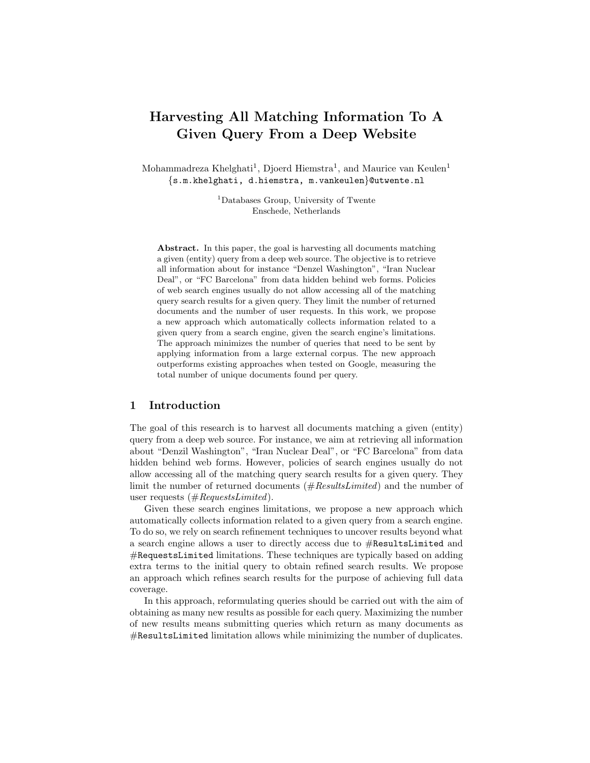# Harvesting All Matching Information To A Given Query From a Deep Website

Mohammadreza Khelghati[1], Djoerd Hiemstra[1], and Maurice van Keulen[1]
{s.m.khelghati, d.hiemstra, m.vankeulen}@utwente.nl

[1]Databases Group, University of Twente
Enschede, Netherlands

**Abstract.** In this paper, the goal is harvesting all documents matching a given (entity) query from a deep web source. The objective is to retrieve all information about for instance "Denzel Washington", "Iran Nuclear Deal", or "FC Barcelona" from data hidden behind web forms. Policies of web search engines usually do not allow accessing all of the matching query search results for a given query. They limit the number of returned documents and the number of user requests. In this work, we propose a new approach which automatically collects information related to a given query from a search engine, given the search engine's limitations. The approach minimizes the number of queries that need to be sent by applying information from a large external corpus. The new approach outperforms existing approaches when tested on Google, measuring the total number of unique documents found per query.

## 1 Introduction

The goal of this research is to harvest all documents matching a given (entity) query from a deep web source. For instance, we aim at retrieving all information about "Denzil Washington", "Iran Nuclear Deal", or "FC Barcelona" from data hidden behind web forms. However, policies of search engines usually do not allow accessing all of the matching query search results for a given query. They limit the number of returned documents (*#ResultsLimited*) and the number of user requests (*#RequestsLimited*).

Given these search engines limitations, we propose a new approach which automatically collects information related to a given query from a search engine. To do so, we rely on search refinement techniques to uncover results beyond what a search engine allows a user to directly access due to `#ResultsLimited` and `#RequestsLimited` limitations. These techniques are typically based on adding extra terms to the initial query to obtain refined search results. We propose an approach which refines search results for the purpose of achieving full data coverage.

In this approach, reformulating queries should be carried out with the aim of obtaining as many new results as possible for each query. Maximizing the number of new results means submitting queries which return as many documents as `#ResultsLimited` limitation allows while minimizing the number of duplicates.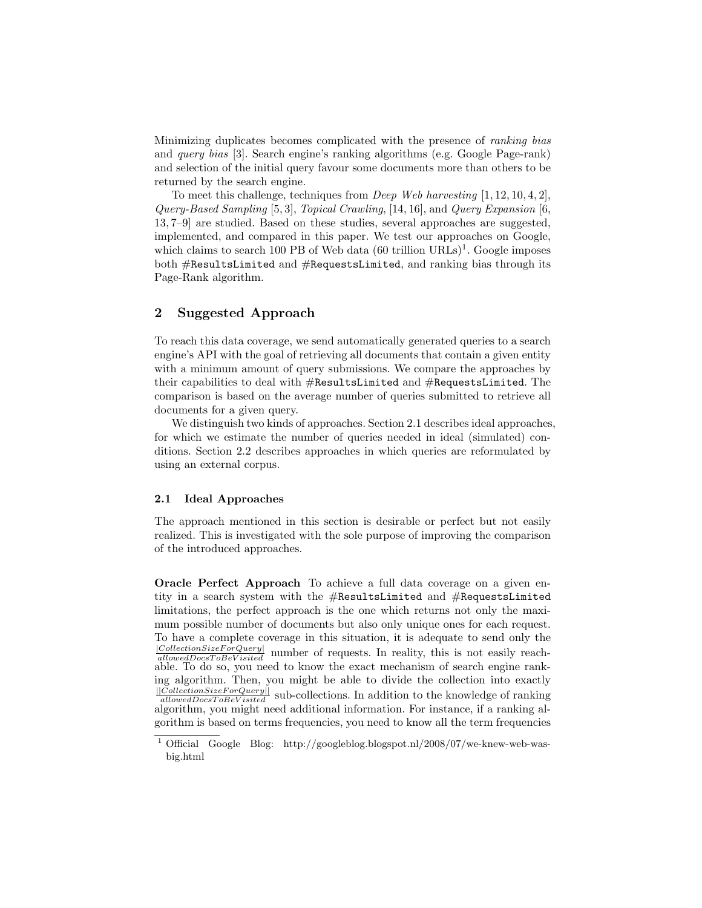Minimizing duplicates becomes complicated with the presence of *ranking bias* and *query bias* [3]. Search engine's ranking algorithms (e.g. Google Page-rank) and selection of the initial query favour some documents more than others to be returned by the search engine.

To meet this challenge, techniques from *Deep Web harvesting* [1, 12, 10, 4, 2], *Query-Based Sampling* [5, 3], *Topical Crawling*, [14, 16], and *Query Expansion* [6, 13, 7–9] are studied. Based on these studies, several approaches are suggested, implemented, and compared in this paper. We test our approaches on Google, which claims to search 100 PB of Web data (60 trillion URLs)[1]. Google imposes both #`ResultsLimited` and #`RequestsLimited`, and ranking bias through its Page-Rank algorithm.

## 2 Suggested Approach

To reach this data coverage, we send automatically generated queries to a search engine's API with the goal of retrieving all documents that contain a given entity with a minimum amount of query submissions. We compare the approaches by their capabilities to deal with #`ResultsLimited` and #`RequestsLimited`. The comparison is based on the average number of queries submitted to retrieve all documents for a given query.

We distinguish two kinds of approaches. Section 2.1 describes ideal approaches, for which we estimate the number of queries needed in ideal (simulated) conditions. Section 2.2 describes approaches in which queries are reformulated by using an external corpus.

### 2.1 Ideal Approaches

The approach mentioned in this section is desirable or perfect but not easily realized. This is investigated with the sole purpose of improving the comparison of the introduced approaches.

**Oracle Perfect Approach** To achieve a full data coverage on a given entity in a search system with the #`ResultsLimited` and #`RequestsLimited` limitations, the perfect approach is the one which returns not only the maximum possible number of documents but also only unique ones for each request. To have a complete coverage in this situation, it is adequate to send only the $\frac{|CollectionSizeForQuery|}{allowedDocsToBeVisited}$ number of requests. In reality, this is not easily reachable. To do so, you need to know the exact mechanism of search engine ranking algorithm. Then, you might be able to divide the collection into exactly $\frac{||CollectionSizeForQuery||}{allowedDocsToBeVisited}$ sub-collections. In addition to the knowledge of ranking algorithm, you might need additional information. For instance, if a ranking algorithm is based on terms frequencies, you need to know all the term frequencies

[1] Official Google Blog: http://googleblog.blogspot.nl/2008/07/we-knew-web-was-big.html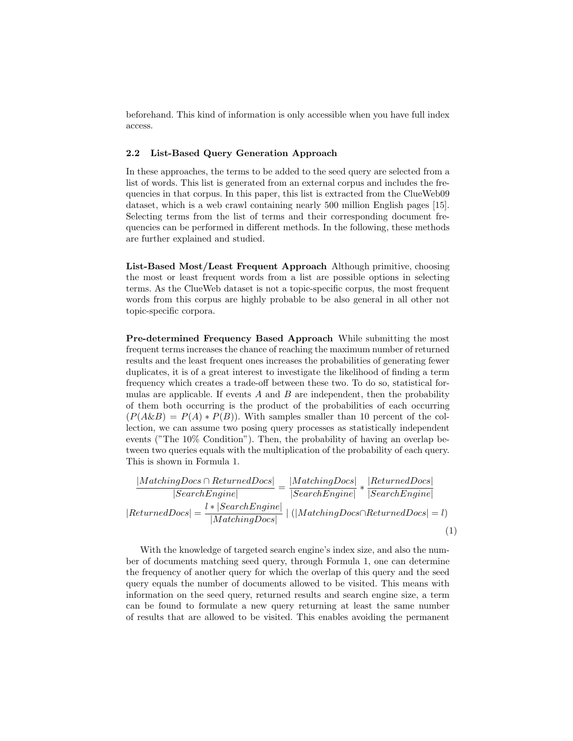beforehand. This kind of information is only accessible when you have full index access.

### 2.2 List-Based Query Generation Approach

In these approaches, the terms to be added to the seed query are selected from a list of words. This list is generated from an external corpus and includes the frequencies in that corpus. In this paper, this list is extracted from the ClueWeb09 dataset, which is a web crawl containing nearly 500 million English pages [15]. Selecting terms from the list of terms and their corresponding document frequencies can be performed in different methods. In the following, these methods are further explained and studied.

**List-Based Most/Least Frequent Approach** Although primitive, choosing the most or least frequent words from a list are possible options in selecting terms. As the ClueWeb dataset is not a topic-specific corpus, the most frequent words from this corpus are highly probable to be also general in all other not topic-specific corpora.

**Pre-determined Frequency Based Approach** While submitting the most frequent terms increases the chance of reaching the maximum number of returned results and the least frequent ones increases the probabilities of generating fewer duplicates, it is of a great interest to investigate the likelihood of finding a term frequency which creates a trade-off between these two. To do so, statistical formulas are applicable. If events $A$ and $B$ are independent, then the probability of them both occurring is the product of the probabilities of each occurring ($P(A\&B) = P(A) * P(B)$). With samples smaller than 10 percent of the collection, we can assume two posing query processes as statistically independent events ("The 10% Condition"). Then, the probability of having an overlap between two queries equals with the multiplication of the probability of each query. This is shown in Formula 1.

$$\frac{|MatchingDocs \cap ReturnedDocs|}{|SearchEngine|} = \frac{|MatchingDocs|}{|SearchEngine|} * \frac{|ReturnedDocs|}{|SearchEngine|}$$
$$|ReturnedDocs| = \frac{l * |SearchEngine|}{|MatchingDocs|} \mid (|MatchingDocs \cap ReturnedDocs| = l) \tag{1}$$

With the knowledge of targeted search engine's index size, and also the number of documents matching seed query, through Formula 1, one can determine the frequency of another query for which the overlap of this query and the seed query equals the number of documents allowed to be visited. This means with information on the seed query, returned results and search engine size, a term can be found to formulate a new query returning at least the same number of results that are allowed to be visited. This enables avoiding the permanent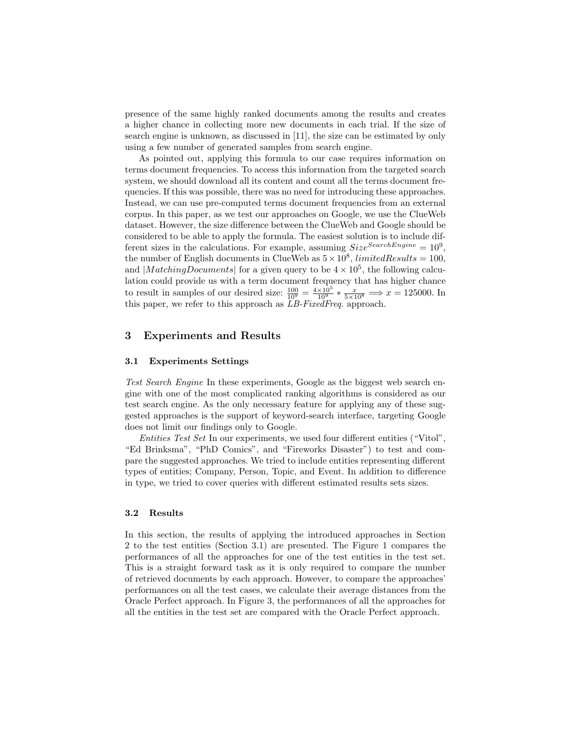presence of the same highly ranked documents among the results and creates a higher chance in collecting more new documents in each trial. If the size of search engine is unknown, as discussed in [11], the size can be estimated by only using a few number of generated samples from search engine.

As pointed out, applying this formula to our case requires information on terms document frequencies. To access this information from the targeted search system, we should download all its content and count all the terms document frequencies. If this was possible, there was no need for introducing these approaches. Instead, we can use pre-computed terms document frequencies from an external corpus. In this paper, as we test our approaches on Google, we use the ClueWeb dataset. However, the size difference between the ClueWeb and Google should be considered to be able to apply the formula. The easiest solution is to include different sizes in the calculations. For example, assuming $Size^{SearchEngine} = 10^9$, the number of English documents in ClueWeb as $5 \times 10^8$, $limitedResults = 100$, and $|MatchingDocuments|$ for a given query to be $4 \times 10^5$, the following calculation could provide us with a term document frequency that has higher chance to result in samples of our desired size: $\frac{100}{10^9} = \frac{4 \times 10^5}{10^9} * \frac{x}{5 \times 10^8} \Longrightarrow x = 125000$. In this paper, we refer to this approach as *LB-FixedFreq.* approach.

## 3 Experiments and Results

### 3.1 Experiments Settings

*Test Search Engine* In these experiments, Google as the biggest web search engine with one of the most complicated ranking algorithms is considered as our test search engine. As the only necessary feature for applying any of these suggested approaches is the support of keyword-search interface, targeting Google does not limit our findings only to Google.

*Entities Test Set* In our experiments, we used four different entities ("Vitol", "Ed Brinksma", "PhD Comics", and "Fireworks Disaster") to test and compare the suggested approaches. We tried to include entities representing different types of entities; Company, Person, Topic, and Event. In addition to difference in type, we tried to cover queries with different estimated results sets sizes.

### 3.2 Results

In this section, the results of applying the introduced approaches in Section 2 to the test entities (Section 3.1) are presented. The Figure 1 compares the performances of all the approaches for one of the test entities in the test set. This is a straight forward task as it is only required to compare the number of retrieved documents by each approach. However, to compare the approaches' performances on all the test cases, we calculate their average distances from the Oracle Perfect approach. In Figure 3, the performances of all the approaches for all the entities in the test set are compared with the Oracle Perfect approach.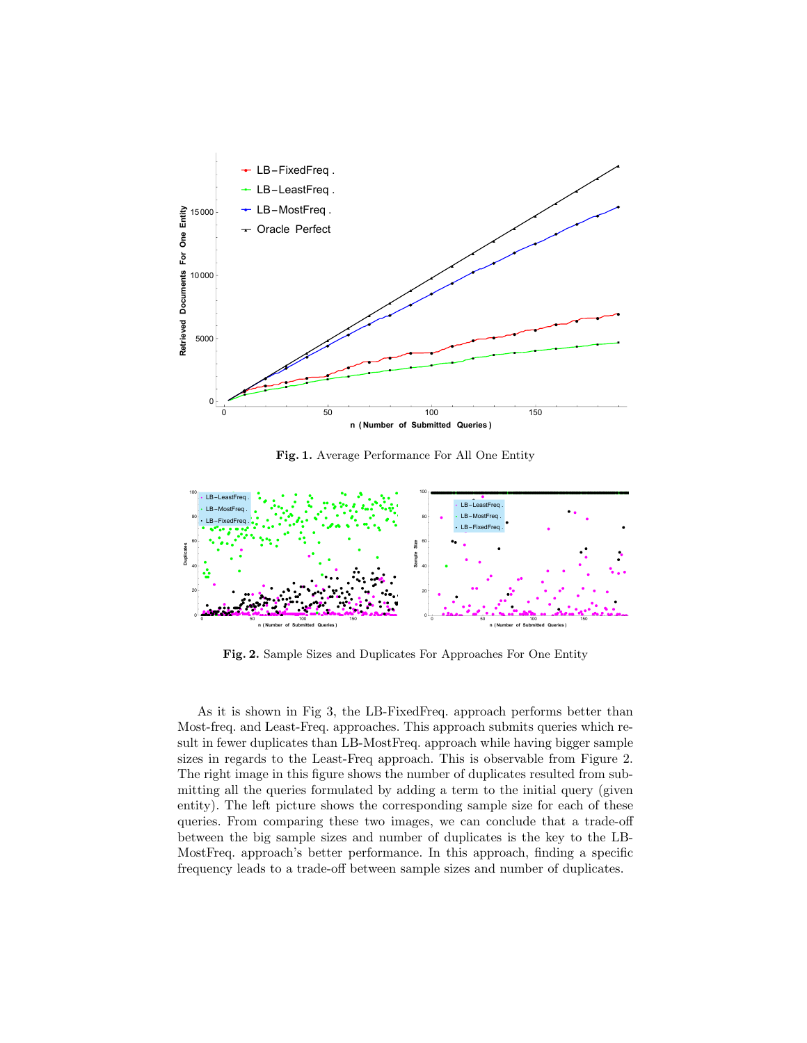**Fig. 1.** Average Performance For All One Entity

**Fig. 2.** Sample Sizes and Duplicates For Approaches For One Entity

As it is shown in Fig 3, the LB-FixedFreq. approach performs better than Most-freq. and Least-Freq. approaches. This approach submits queries which result in fewer duplicates than LB-MostFreq. approach while having bigger sample sizes in regards to the Least-Freq approach. This is observable from Figure 2. The right image in this figure shows the number of duplicates resulted from submitting all the queries formulated by adding a term to the initial query (given entity). The left picture shows the corresponding sample size for each of these queries. From comparing these two images, we can conclude that a trade-off between the big sample sizes and number of duplicates is the key to the LB-MostFreq. approach's better performance. In this approach, finding a specific frequency leads to a trade-off between sample sizes and number of duplicates.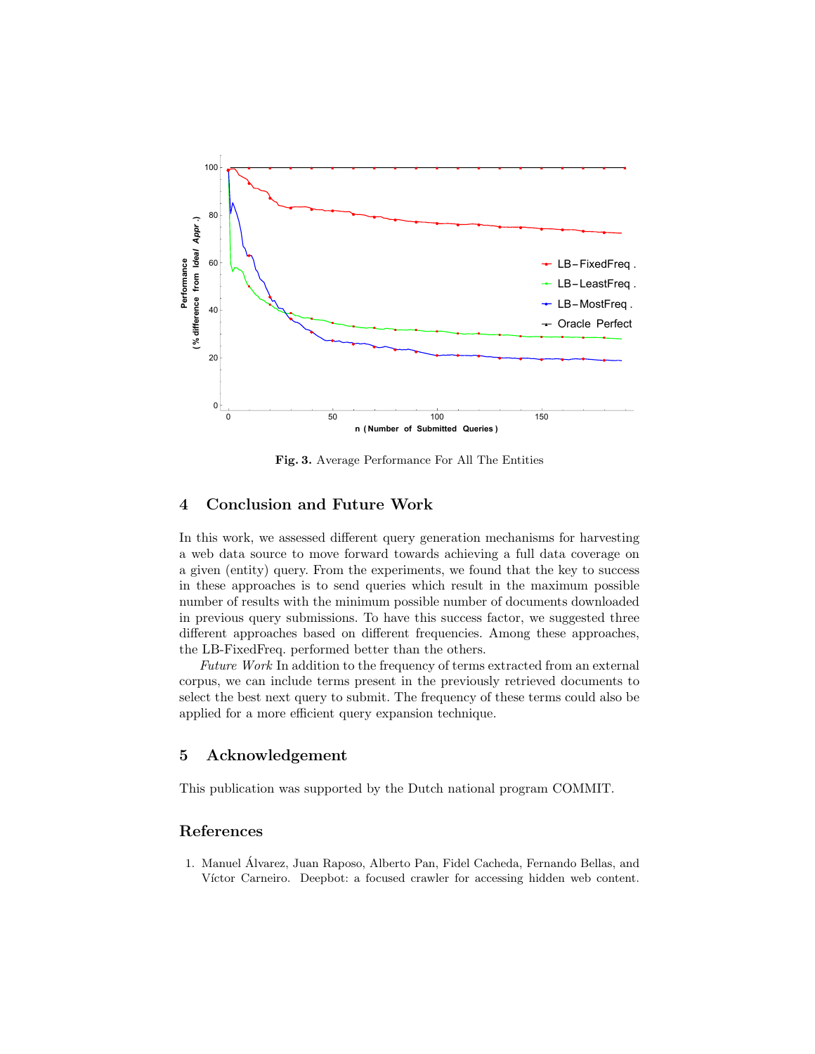Fig. 3. Average Performance For All The Entities

## 4 Conclusion and Future Work

In this work, we assessed different query generation mechanisms for harvesting a web data source to move forward towards achieving a full data coverage on a given (entity) query. From the experiments, we found that the key to success in these approaches is to send queries which result in the maximum possible number of results with the minimum possible number of documents downloaded in previous query submissions. To have this success factor, we suggested three different approaches based on different frequencies. Among these approaches, the LB-FixedFreq. performed better than the others.

*Future Work* In addition to the frequency of terms extracted from an external corpus, we can include terms present in the previously retrieved documents to select the best next query to submit. The frequency of these terms could also be applied for a more efficient query expansion technique.

## 5 Acknowledgement

This publication was supported by the Dutch national program COMMIT.

## References

1. Manuel Álvarez, Juan Raposo, Alberto Pan, Fidel Cacheda, Fernando Bellas, and Víctor Carneiro. Deepbot: a focused crawler for accessing hidden web content.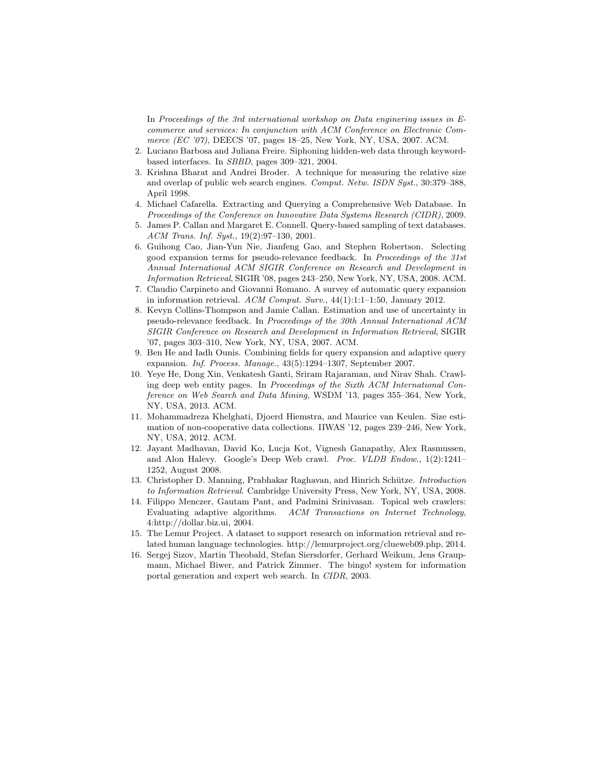In *Proceedings of the 3rd international workshop on Data enginering issues in E-commerce and services: In conjunction with ACM Conference on Electronic Commerce (EC '07)*, DEECS '07, pages 18–25, New York, NY, USA, 2007. ACM.

2. Luciano Barbosa and Juliana Freire. Siphoning hidden-web data through keyword-based interfaces. In *SBBD*, pages 309–321, 2004.
3. Krishna Bharat and Andrei Broder. A technique for measuring the relative size and overlap of public web search engines. *Comput. Netw. ISDN Syst.*, 30:379–388, April 1998.
4. Michael Cafarella. Extracting and Querying a Comprehensive Web Database. In *Proceedings of the Conference on Innovative Data Systems Research (CIDR)*, 2009.
5. James P. Callan and Margaret E. Connell. Query-based sampling of text databases. *ACM Trans. Inf. Syst.*, 19(2):97–130, 2001.
6. Guihong Cao, Jian-Yun Nie, Jianfeng Gao, and Stephen Robertson. Selecting good expansion terms for pseudo-relevance feedback. In *Proceedings of the 31st Annual International ACM SIGIR Conference on Research and Development in Information Retrieval*, SIGIR '08, pages 243–250, New York, NY, USA, 2008. ACM.
7. Claudio Carpineto and Giovanni Romano. A survey of automatic query expansion in information retrieval. *ACM Comput. Surv.*, 44(1):1:1–1:50, January 2012.
8. Kevyn Collins-Thompson and Jamie Callan. Estimation and use of uncertainty in pseudo-relevance feedback. In *Proceedings of the 30th Annual International ACM SIGIR Conference on Research and Development in Information Retrieval*, SIGIR '07, pages 303–310, New York, NY, USA, 2007. ACM.
9. Ben He and Iadh Ounis. Combining fields for query expansion and adaptive query expansion. *Inf. Process. Manage.*, 43(5):1294–1307, September 2007.
10. Yeye He, Dong Xin, Venkatesh Ganti, Sriram Rajaraman, and Nirav Shah. Crawling deep web entity pages. In *Proceedings of the Sixth ACM International Conference on Web Search and Data Mining*, WSDM '13, pages 355–364, New York, NY, USA, 2013. ACM.
11. Mohammadreza Khelghati, Djoerd Hiemstra, and Maurice van Keulen. Size estimation of non-cooperative data collections. IIWAS '12, pages 239–246, New York, NY, USA, 2012. ACM.
12. Jayant Madhavan, David Ko, Lucja Kot, Vignesh Ganapathy, Alex Rasmussen, and Alon Halevy. Google's Deep Web crawl. *Proc. VLDB Endow.*, 1(2):1241–1252, August 2008.
13. Christopher D. Manning, Prabhakar Raghavan, and Hinrich Schütze. *Introduction to Information Retrieval*. Cambridge University Press, New York, NY, USA, 2008.
14. Filippo Menczer, Gautam Pant, and Padmini Srinivasan. Topical web crawlers: Evaluating adaptive algorithms. *ACM Transactions on Internet Technology*, 4:http://dollar.biz.ui, 2004.
15. The Lemur Project. A dataset to support research on information retrieval and related human language technologies. http://lemurproject.org/clueweb09.php, 2014.
16. Sergej Sizov, Martin Theobald, Stefan Siersdorfer, Gerhard Weikum, Jens Graupmann, Michael Biwer, and Patrick Zimmer. The bingo! system for information portal generation and expert web search. In *CIDR*, 2003.